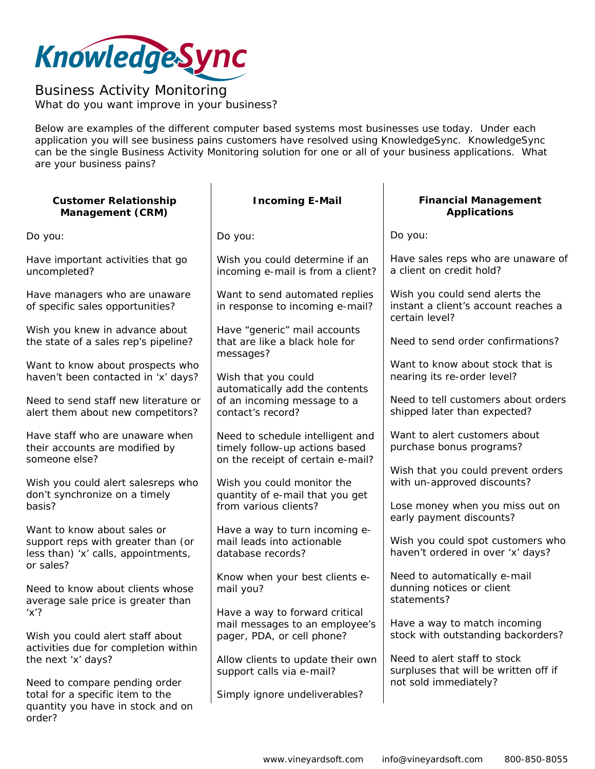# KnowledgeSync

## Business Activity Monitoring

What do you want improve in your business?

Below are examples of the different computer based systems most businesses use today. Under each application you will see business pains customers have resolved using KnowledgeSync. KnowledgeSync can be the single Business Activity Monitoring solution for one or all of your business applications. What are your business pains?

### Customer Relationship Management (CRM)

Do you:

Have important activities that go uncompleted?

Have managers who are unaware of specific sales opportunities?

Wish you knew in advance about the state of a sales rep's pipeline?

Want to know about prospects who haven't been contacted in 'x' days?

Need to send staff new literature or alert them about new competitors?

Have staff who are unaware when their accounts are modified by someone else?

Wish you could alert salesreps who don't synchronize on a timely basis?

Want to know about sales or support reps with greater than (or less than) 'x' calls, appointments, or sales?

Need to know about clients whose average sale price is greater than 'x'?

Wish you could alert staff about activities due for completion within the next 'x' days?

Need to compare pending order total for a specific item to the quantity you have in stock and on order?

### Incoming E-Mail

Do you:

Wish you could determine if an incoming e-mail is from a client?

Want to send automated replies in response to incoming e-mail?

Have "generic" mail accounts that are like a black hole for messages?

Wish that you could automatically add the contents of an incoming message to a contact's record?

Need to schedule intelligent and timely follow-up actions based on the receipt of certain e-mail?

Wish you could monitor the quantity of e-mail that you get from various clients?

Have a way to turn incoming e-mail leads into actionable database records?

Know when your best clients e-mail you?

Have a way to forward critical mail messages to an employee's pager, PDA, or cell phone?

Allow clients to update their own support calls via e-mail?

Simply ignore undeliverables?

### Financial Management Applications

Do you:

Have sales reps who are unaware of a client on credit hold?

Wish you could send alerts the instant a client's account reaches a certain level?

Need to send order confirmations?

Want to know about stock that is nearing its re-order level?

Need to tell customers about orders shipped later than expected?

Want to alert customers about purchase bonus programs?

Wish that you could prevent orders with un-approved discounts?

Lose money when you miss out on early payment discounts?

Wish you could spot customers who haven't ordered in over 'x' days?

Need to automatically e-mail dunning notices or client statements?

Have a way to match incoming stock with outstanding backorders?

Need to alert staff to stock surpluses that will be written off if not sold immediately?

www.vineyardsoft.com info@vineyardsoft.com 800-850-8055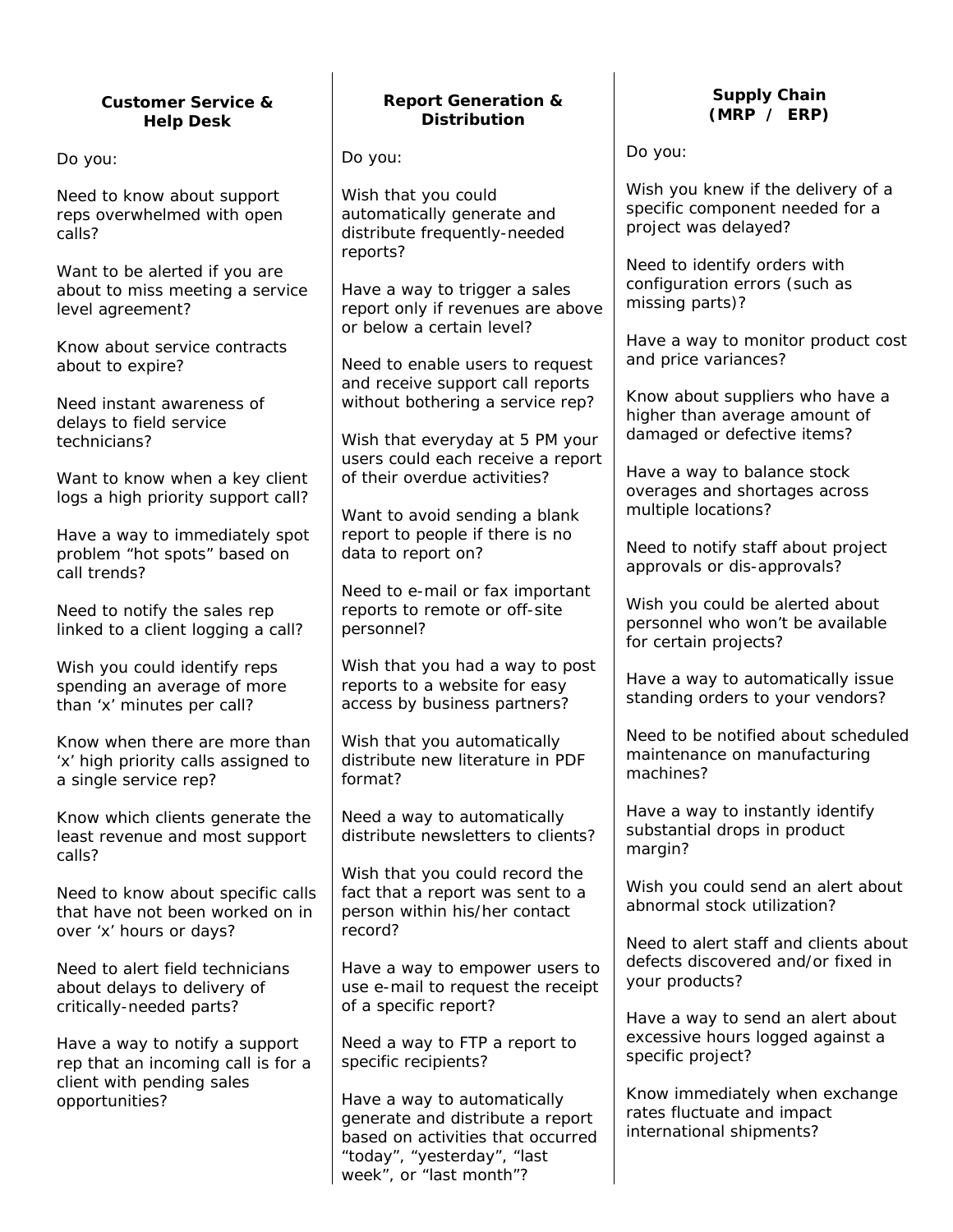## Customer Service & Help Desk

Do you:

Need to know about support reps overwhelmed with open calls?

Want to be alerted if you are about to miss meeting a service level agreement?

Know about service contracts about to expire?

Need instant awareness of delays to field service technicians?

Want to know when a key client logs a high priority support call?

Have a way to immediately spot problem "hot spots" based on call trends?

Need to notify the sales rep linked to a client logging a call?

Wish you could identify reps spending an average of more than 'x' minutes per call?

Know when there are more than 'x' high priority calls assigned to a single service rep?

Know which clients generate the least revenue and most support calls?

Need to know about specific calls that have not been worked on in over 'x' hours or days?

Need to alert field technicians about delays to delivery of critically-needed parts?

Have a way to notify a support rep that an incoming call is for a client with pending sales opportunities?

## Report Generation & Distribution

Do you:

Wish that you could automatically generate and distribute frequently-needed reports?

Have a way to trigger a sales report only if revenues are above or below a certain level?

Need to enable users to request and receive support call reports without bothering a service rep?

Wish that everyday at 5 PM your users could each receive a report of their overdue activities?

Want to avoid sending a blank report to people if there is no data to report on?

Need to e-mail or fax important reports to remote or off-site personnel?

Wish that you had a way to post reports to a website for easy access by business partners?

Wish that you automatically distribute new literature in PDF format?

Need a way to automatically distribute newsletters to clients?

Wish that you could record the fact that a report was sent to a person within his/her contact record?

Have a way to empower users to use e-mail to request the receipt of a specific report?

Need a way to FTP a report to specific recipients?

Have a way to automatically generate and distribute a report based on activities that occurred "today", "yesterday", "last week", or "last month"?

## Supply Chain (MRP / ERP)

Do you:

Wish you knew if the delivery of a specific component needed for a project was delayed?

Need to identify orders with configuration errors (such as missing parts)?

Have a way to monitor product cost and price variances?

Know about suppliers who have a higher than average amount of damaged or defective items?

Have a way to balance stock overages and shortages across multiple locations?

Need to notify staff about project approvals or dis-approvals?

Wish you could be alerted about personnel who won't be available for certain projects?

Have a way to automatically issue standing orders to your vendors?

Need to be notified about scheduled maintenance on manufacturing machines?

Have a way to instantly identify substantial drops in product margin?

Wish you could send an alert about abnormal stock utilization?

Need to alert staff and clients about defects discovered and/or fixed in your products?

Have a way to send an alert about excessive hours logged against a specific project?

Know immediately when exchange rates fluctuate and impact international shipments?